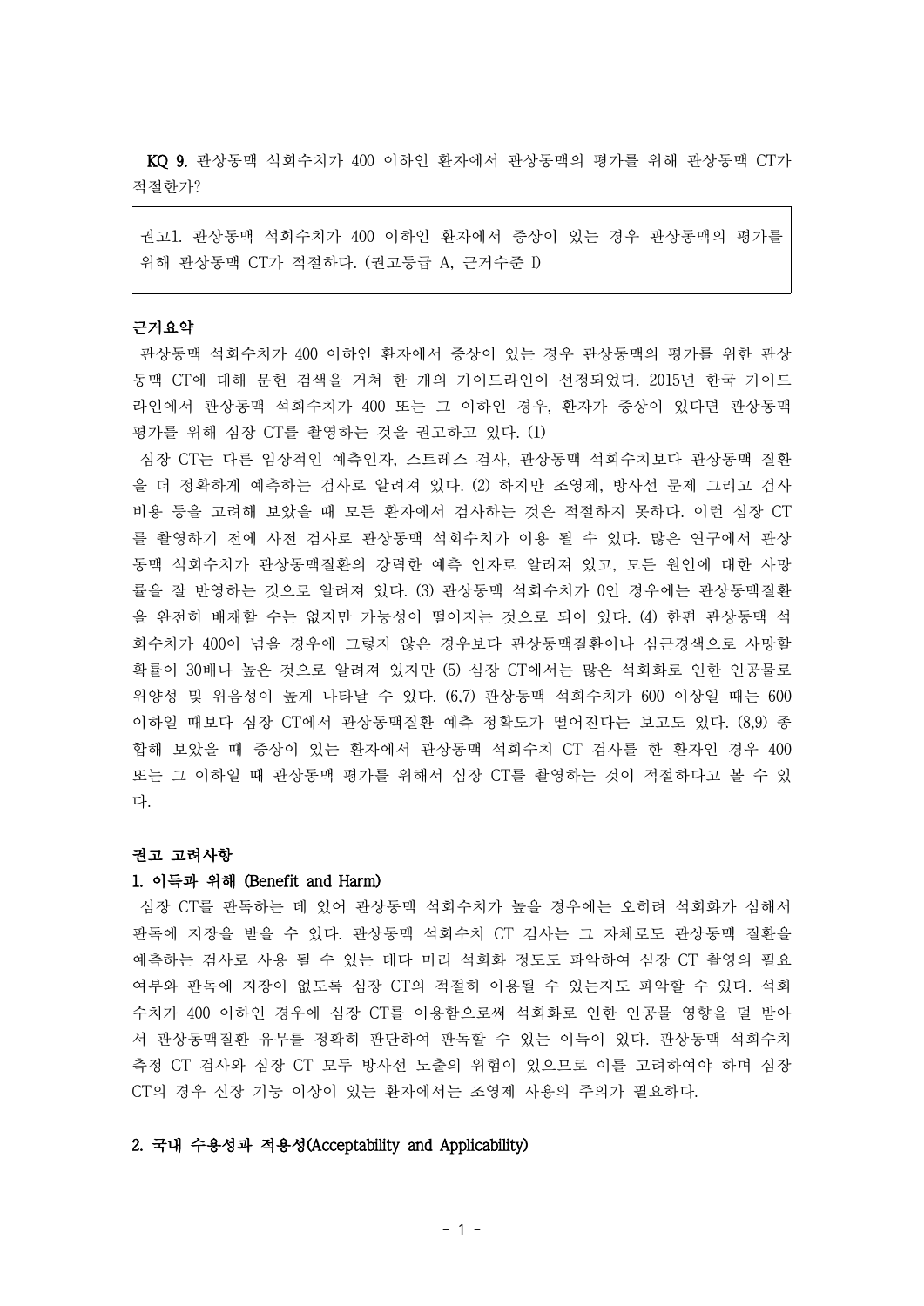**KQ 9.** 관상동맥 석회수치가 400 이하인 환자에서 관상동맥의 평가를 위해 관상동맥 CT가 적절한가?

> 권고1. 관상동맥 석회수치가 400 이하인 환자에서 증상이 있는 경우 관상동맥의 평가를 위해 관상동맥 CT가 적절하다. (권고등급 A, 근거수준 I)

**근거요약**

관상동맥 석회수치가 400 이하인 환자에서 증상이 있는 경우 관상동맥의 평가를 위한 관상동맥 CT에 대해 문헌 검색을 거쳐 한 개의 가이드라인이 선정되었다. 2015년 한국 가이드라인에서 관상동맥 석회수치가 400 또는 그 이하인 경우, 환자가 증상이 있다면 관상동맥 평가를 위해 심장 CT를 촬영하는 것을 권고하고 있다. (1)

심장 CT는 다른 임상적인 예측인자, 스트레스 검사, 관상동맥 석회수치보다 관상동맥 질환을 더 정확하게 예측하는 검사로 알려져 있다. (2) 하지만 조영제, 방사선 문제 그리고 검사 비용 등을 고려해 보았을 때 모든 환자에서 검사하는 것은 적절하지 못하다. 이런 심장 CT를 촬영하기 전에 사전 검사로 관상동맥 석회수치가 이용 될 수 있다. 많은 연구에서 관상동맥 석회수치가 관상동맥질환의 강력한 예측 인자로 알려져 있고, 모든 원인에 대한 사망률을 잘 반영하는 것으로 알려져 있다. (3) 관상동맥 석회수치가 0인 경우에는 관상동맥질환을 완전히 배재할 수는 없지만 가능성이 떨어지는 것으로 되어 있다. (4) 한편 관상동맥 석회수치가 400이 넘을 경우에 그렇지 않은 경우보다 관상동맥질환이나 심근경색으로 사망할 확률이 30배나 높은 것으로 알려져 있지만 (5) 심장 CT에서는 많은 석회화로 인한 인공물로 위양성 및 위음성이 높게 나타날 수 있다. (6,7) 관상동맥 석회수치가 600 이상일 때는 600 이하일 때보다 심장 CT에서 관상동맥질환 예측 정확도가 떨어진다는 보고도 있다. (8,9) 종합해 보았을 때 증상이 있는 환자에서 관상동맥 석회수치 CT 검사를 한 환자인 경우 400 또는 그 이하일 때 관상동맥 평가를 위해서 심장 CT를 촬영하는 것이 적절하다고 볼 수 있다.

**권고 고려사항**

**1. 이득과 위해 (Benefit and Harm)**

심장 CT를 판독하는 데 있어 관상동맥 석회수치가 높을 경우에는 오히려 석회화가 심해서 판독에 지장을 받을 수 있다. 관상동맥 석회수치 CT 검사는 그 자체로도 관상동맥 질환을 예측하는 검사로 사용 될 수 있는 데다 미리 석회화 정도도 파악하여 심장 CT 촬영의 필요 여부와 판독에 지장이 없도록 심장 CT의 적절히 이용될 수 있는지도 파악할 수 있다. 석회수치가 400 이하인 경우에 심장 CT를 이용함으로써 석회화로 인한 인공물 영향을 덜 받아서 관상동맥질환 유무를 정확히 판단하여 판독할 수 있는 이득이 있다. 관상동맥 석회수치 측정 CT 검사와 심장 CT 모두 방사선 노출의 위험이 있으므로 이를 고려하여야 하며 심장 CT의 경우 신장 기능 이상이 있는 환자에서는 조영제 사용의 주의가 필요하다.

**2. 국내 수용성과 적용성(Acceptability and Applicability)**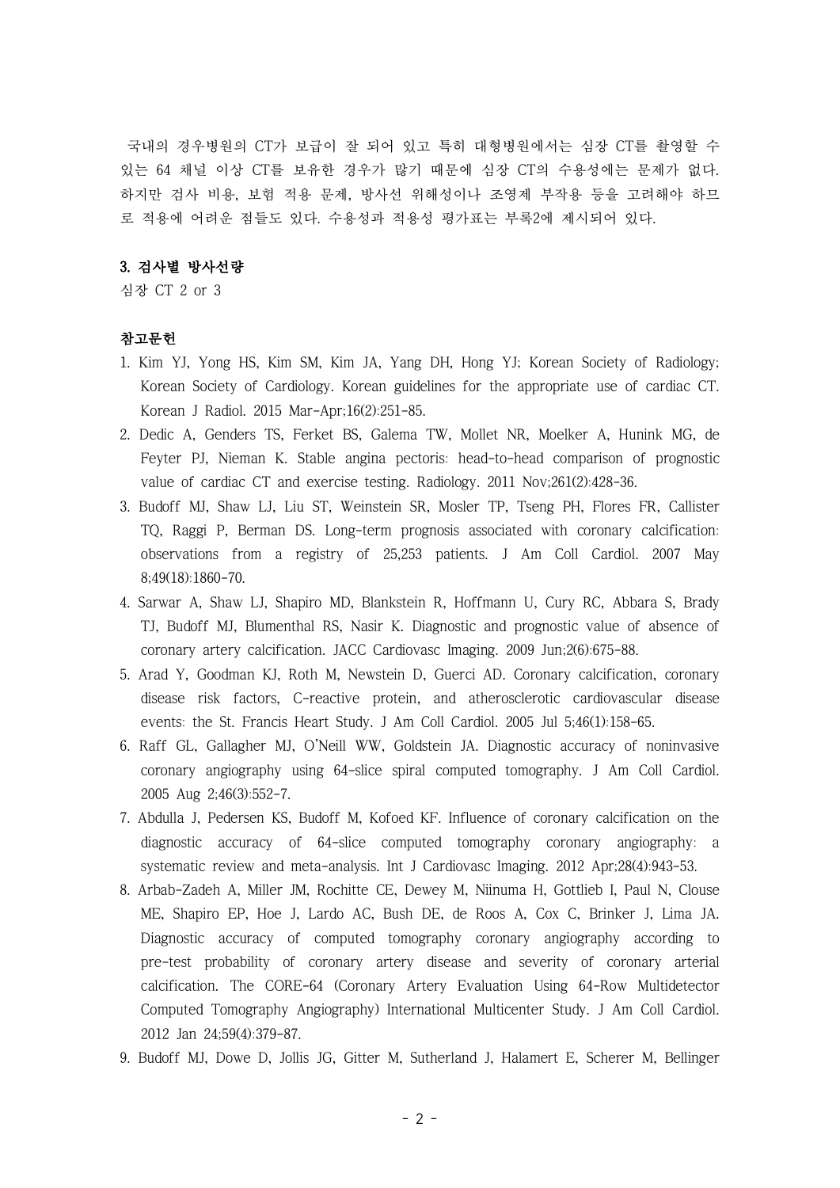국내의 경우병원의 CT가 보급이 잘 되어 있고 특히 대형병원에서는 심장 CT를 촬영할 수 있는 64 채널 이상 CT를 보유한 경우가 많기 때문에 심장 CT의 수용성에는 문제가 없다. 하지만 검사 비용, 보험 적용 문제, 방사선 위해성이나 조영제 부작용 등을 고려해야 하므로 적용에 어려운 점들도 있다. 수용성과 적용성 평가표는 부록2에 제시되어 있다.

### 3. 검사별 방사선량

심장 CT 2 or 3

### 참고문헌

1. Kim YJ, Yong HS, Kim SM, Kim JA, Yang DH, Hong YJ; Korean Society of Radiology; Korean Society of Cardiology. Korean guidelines for the appropriate use of cardiac CT. Korean J Radiol. 2015 Mar-Apr;16(2):251-85.
2. Dedic A, Genders TS, Ferket BS, Galema TW, Mollet NR, Moelker A, Hunink MG, de Feyter PJ, Nieman K. Stable angina pectoris: head-to-head comparison of prognostic value of cardiac CT and exercise testing. Radiology. 2011 Nov;261(2):428-36.
3. Budoff MJ, Shaw LJ, Liu ST, Weinstein SR, Mosler TP, Tseng PH, Flores FR, Callister TQ, Raggi P, Berman DS. Long-term prognosis associated with coronary calcification: observations from a registry of 25,253 patients. J Am Coll Cardiol. 2007 May 8;49(18):1860-70.
4. Sarwar A, Shaw LJ, Shapiro MD, Blankstein R, Hoffmann U, Cury RC, Abbara S, Brady TJ, Budoff MJ, Blumenthal RS, Nasir K. Diagnostic and prognostic value of absence of coronary artery calcification. JACC Cardiovasc Imaging. 2009 Jun;2(6):675-88.
5. Arad Y, Goodman KJ, Roth M, Newstein D, Guerci AD. Coronary calcification, coronary disease risk factors, C-reactive protein, and atherosclerotic cardiovascular disease events: the St. Francis Heart Study. J Am Coll Cardiol. 2005 Jul 5;46(1):158-65.
6. Raff GL, Gallagher MJ, O'Neill WW, Goldstein JA. Diagnostic accuracy of noninvasive coronary angiography using 64-slice spiral computed tomography. J Am Coll Cardiol. 2005 Aug 2;46(3):552-7.
7. Abdulla J, Pedersen KS, Budoff M, Kofoed KF. Influence of coronary calcification on the diagnostic accuracy of 64-slice computed tomography coronary angiography: a systematic review and meta-analysis. Int J Cardiovasc Imaging. 2012 Apr;28(4):943-53.
8. Arbab-Zadeh A, Miller JM, Rochitte CE, Dewey M, Niinuma H, Gottlieb I, Paul N, Clouse ME, Shapiro EP, Hoe J, Lardo AC, Bush DE, de Roos A, Cox C, Brinker J, Lima JA. Diagnostic accuracy of computed tomography coronary angiography according to pre-test probability of coronary artery disease and severity of coronary arterial calcification. The CORE-64 (Coronary Artery Evaluation Using 64-Row Multidetector Computed Tomography Angiography) International Multicenter Study. J Am Coll Cardiol. 2012 Jan 24;59(4):379-87.
9. Budoff MJ, Dowe D, Jollis JG, Gitter M, Sutherland J, Halamert E, Scherer M, Bellinger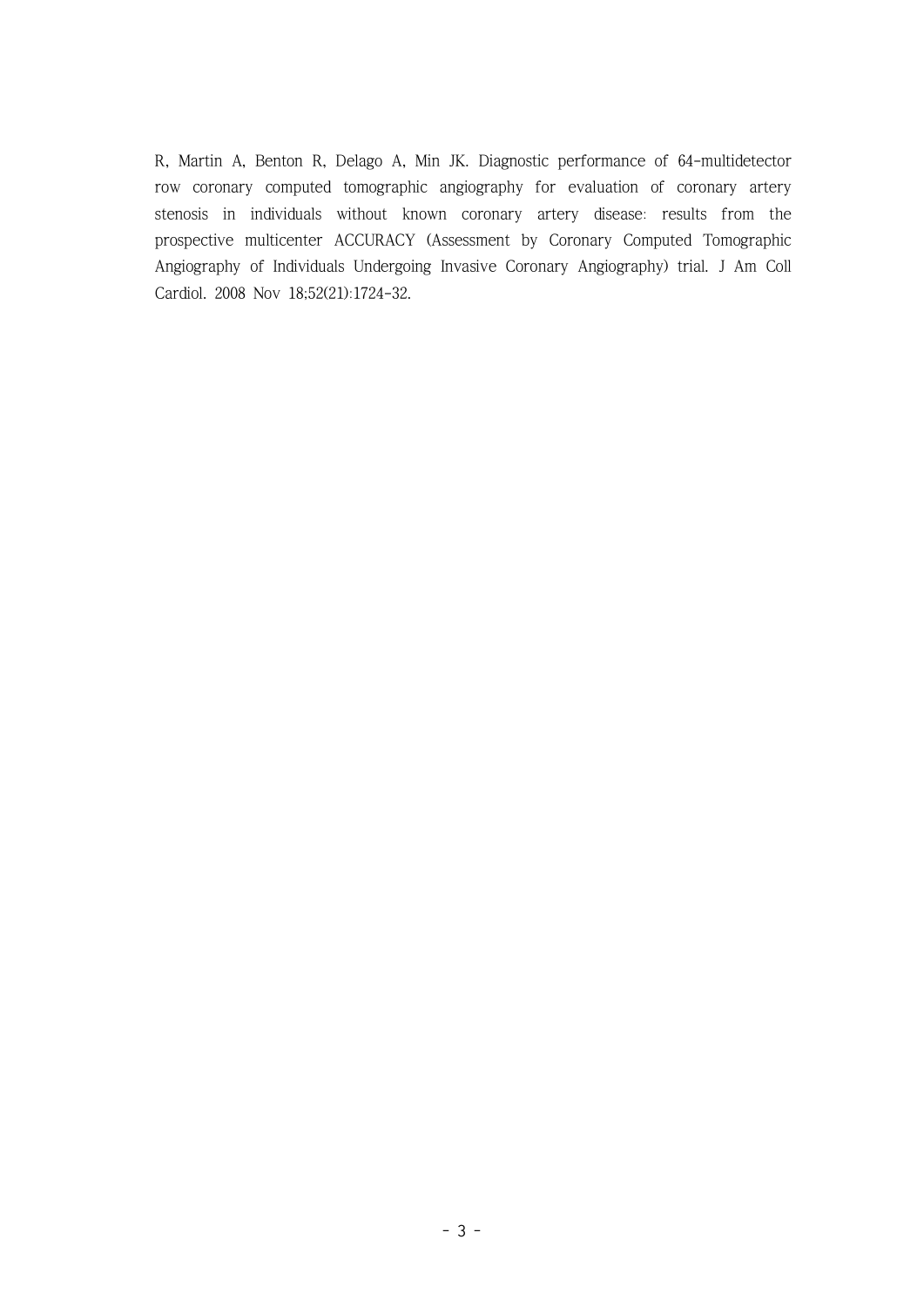R, Martin A, Benton R, Delago A, Min JK. Diagnostic performance of 64-multidetector row coronary computed tomographic angiography for evaluation of coronary artery stenosis in individuals without known coronary artery disease: results from the prospective multicenter ACCURACY (Assessment by Coronary Computed Tomographic Angiography of Individuals Undergoing Invasive Coronary Angiography) trial. J Am Coll Cardiol. 2008 Nov 18;52(21):1724-32.